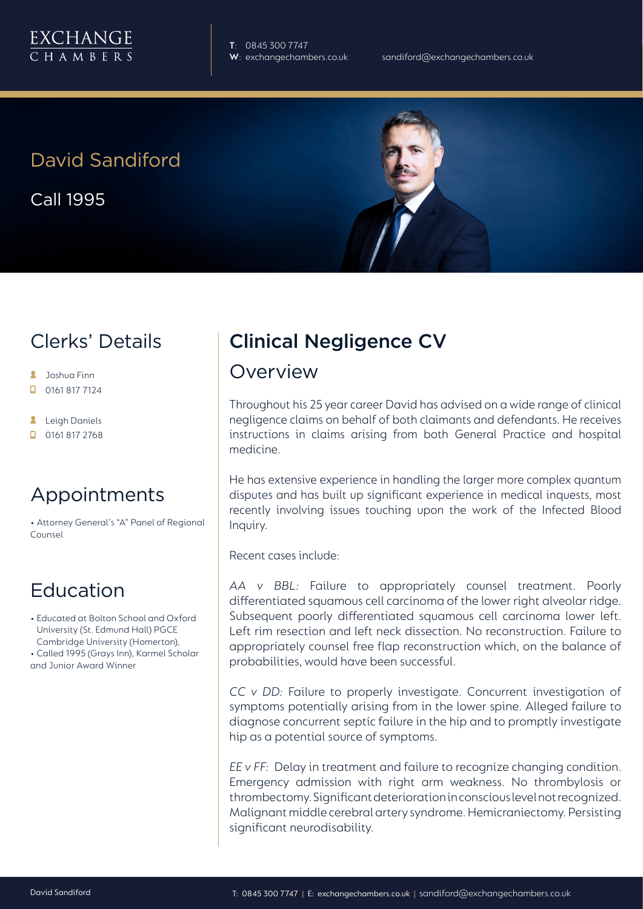EXCHANGE CHAMBERS

**T**: 0845 300 7747
**W**: exchangechambers.co.uk
sandiford@exchangechambers.co.uk

# David Sandiford

Call 1995

## Clerks' Details

- Joshua Finn
- 0161 817 7124
- Leigh Daniels
- 0161 817 2768

## Appointments

- Attorney General's "A" Panel of Regional Counsel

## Education

- Educated at Bolton School and Oxford University (St. Edmund Hall) PGCE Cambridge University (Homerton),
- Called 1995 (Grays Inn), Karmel Scholar and Junior Award Winner

# Clinical Negligence CV

## Overview

Throughout his 25 year career David has advised on a wide range of clinical negligence claims on behalf of both claimants and defendants. He receives instructions in claims arising from both General Practice and hospital medicine.

He has extensive experience in handling the larger more complex quantum disputes and has built up significant experience in medical inquests, most recently involving issues touching upon the work of the Infected Blood Inquiry.

Recent cases include:

*AA v BBL:* Failure to appropriately counsel treatment. Poorly differentiated squamous cell carcinoma of the lower right alveolar ridge. Subsequent poorly differentiated squamous cell carcinoma lower left. Left rim resection and left neck dissection. No reconstruction. Failure to appropriately counsel free flap reconstruction which, on the balance of probabilities, would have been successful.

*CC v DD:* Failure to properly investigate. Concurrent investigation of symptoms potentially arising from in the lower spine. Alleged failure to diagnose concurrent septic failure in the hip and to promptly investigate hip as a potential source of symptoms.

*EE v FF:* Delay in treatment and failure to recognize changing condition. Emergency admission with right arm weakness. No thrombylosis or thrombectomy. Significant deterioration in conscious level not recognized. Malignant middle cerebral artery syndrome. Hemicraniectomy. Persisting significant neurodisability.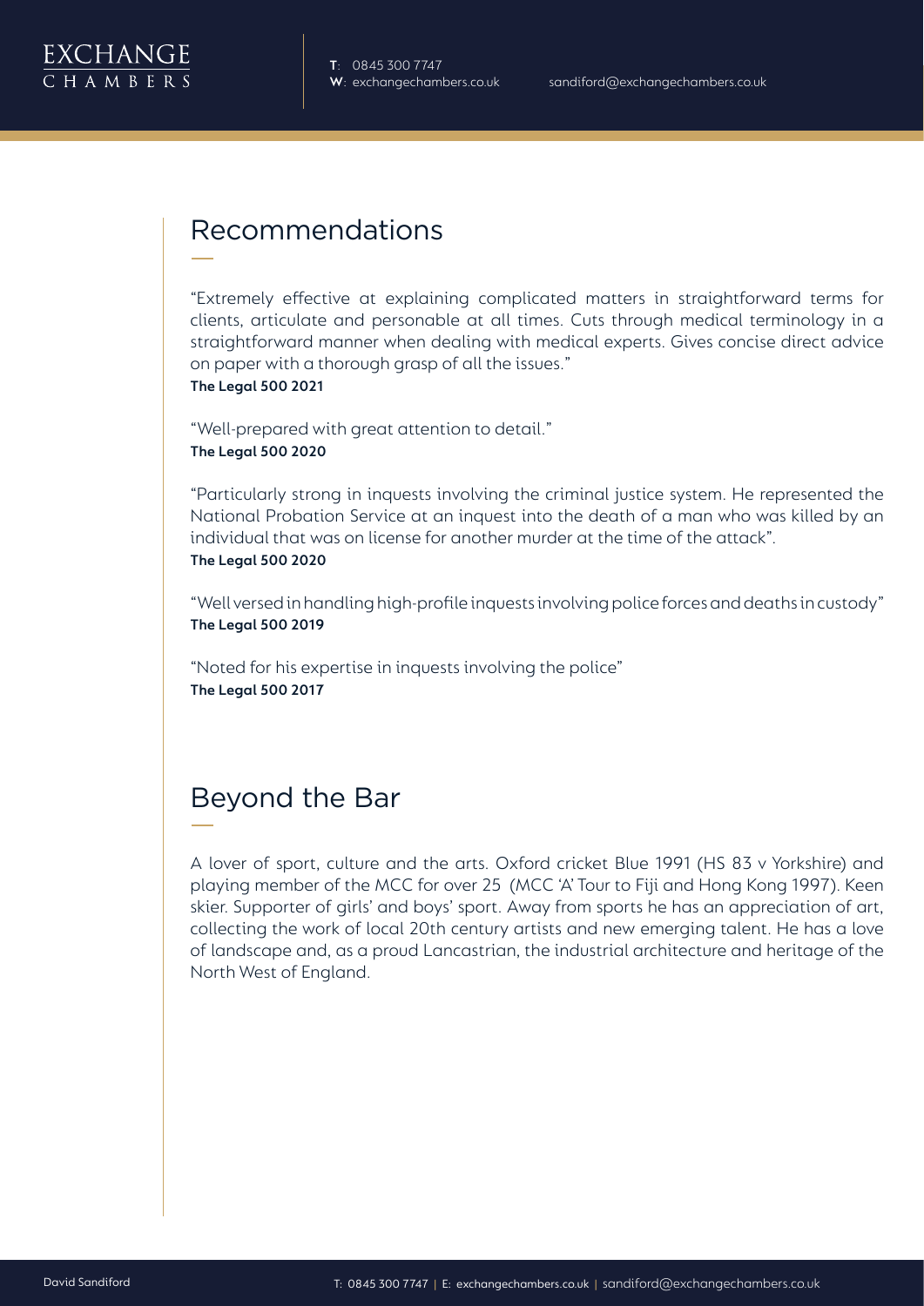## Recommendations

"Extremely effective at explaining complicated matters in straightforward terms for clients, articulate and personable at all times. Cuts through medical terminology in a straightforward manner when dealing with medical experts. Gives concise direct advice on paper with a thorough grasp of all the issues."
**The Legal 500 2021**

"Well-prepared with great attention to detail."
**The Legal 500 2020**

"Particularly strong in inquests involving the criminal justice system. He represented the National Probation Service at an inquest into the death of a man who was killed by an individual that was on license for another murder at the time of the attack".
**The Legal 500 2020**

"Well versed in handling high-profile inquests involving police forces and deaths in custody"
**The Legal 500 2019**

"Noted for his expertise in inquests involving the police"
**The Legal 500 2017**

## Beyond the Bar

A lover of sport, culture and the arts. Oxford cricket Blue 1991 (HS 83 v Yorkshire) and playing member of the MCC for over 25 (MCC 'A' Tour to Fiji and Hong Kong 1997). Keen skier. Supporter of girls' and boys' sport. Away from sports he has an appreciation of art, collecting the work of local 20th century artists and new emerging talent. He has a love of landscape and, as a proud Lancastrian, the industrial architecture and heritage of the North West of England.